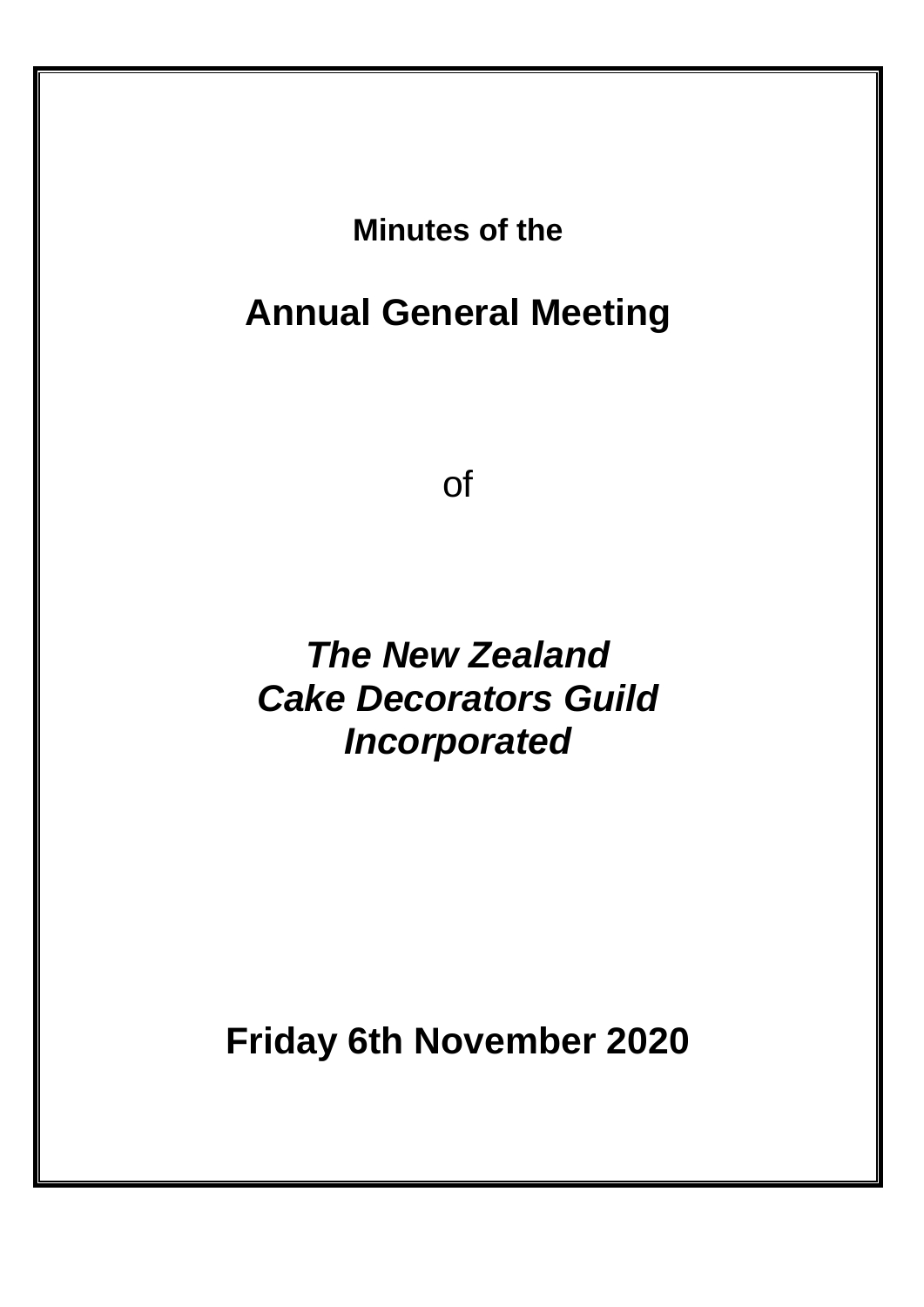**Minutes of the**

# Annual General Meeting

of

***The New Zealand Cake Decorators Guild Incorporated***

**Friday 6th November 2020**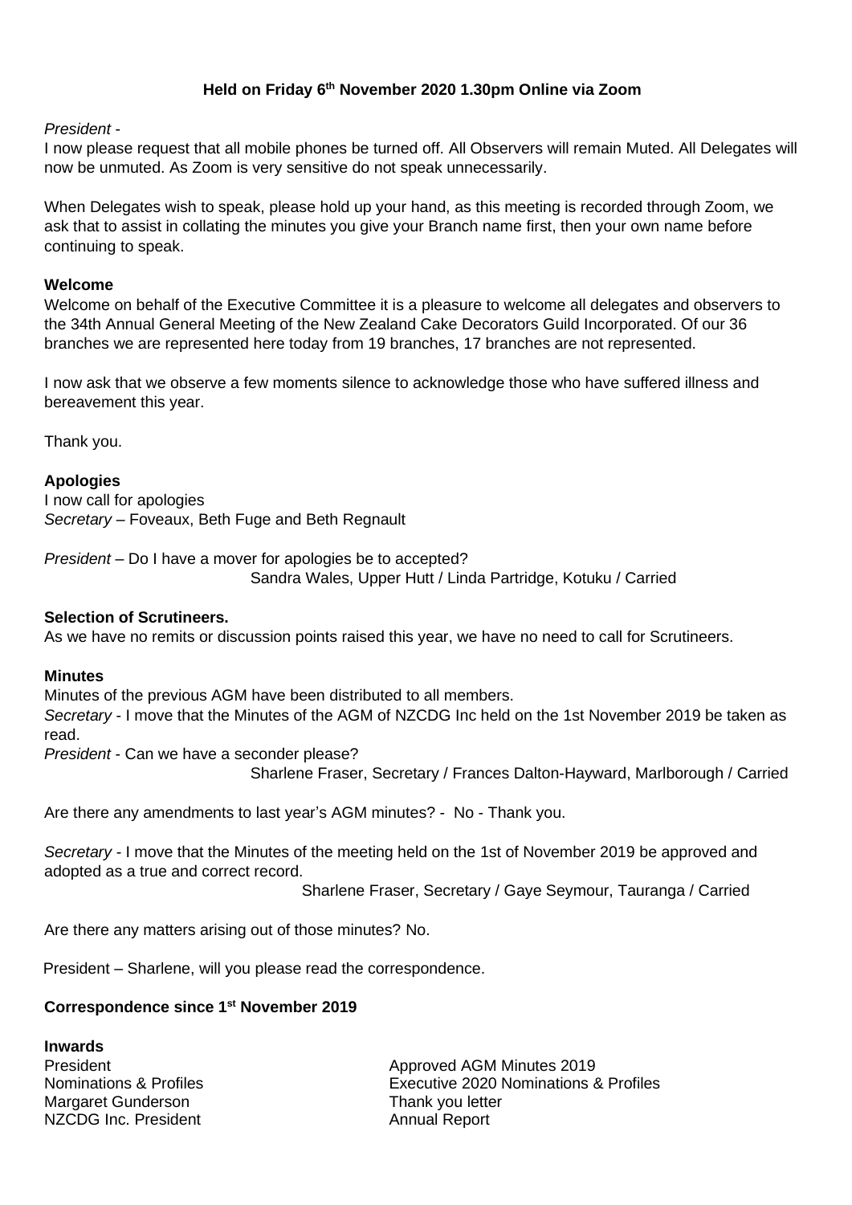**Held on Friday 6th November 2020 1.30pm Online via Zoom**

*President* -

I now please request that all mobile phones be turned off. All Observers will remain Muted. All Delegates will now be unmuted. As Zoom is very sensitive do not speak unnecessarily.

When Delegates wish to speak, please hold up your hand, as this meeting is recorded through Zoom, we ask that to assist in collating the minutes you give your Branch name first, then your own name before continuing to speak.

**Welcome**

Welcome on behalf of the Executive Committee it is a pleasure to welcome all delegates and observers to the 34th Annual General Meeting of the New Zealand Cake Decorators Guild Incorporated. Of our 36 branches we are represented here today from 19 branches, 17 branches are not represented.

I now ask that we observe a few moments silence to acknowledge those who have suffered illness and bereavement this year.

Thank you.

**Apologies**

I now call for apologies

*Secretary* – Foveaux, Beth Fuge and Beth Regnault

*President* – Do I have a mover for apologies be to accepted?

Sandra Wales, Upper Hutt / Linda Partridge, Kotuku / Carried

**Selection of Scrutineers.**

As we have no remits or discussion points raised this year, we have no need to call for Scrutineers.

**Minutes**

Minutes of the previous AGM have been distributed to all members.

*Secretary* - I move that the Minutes of the AGM of NZCDG Inc held on the 1st November 2019 be taken as read.

*President* - Can we have a seconder please?

Sharlene Fraser, Secretary / Frances Dalton-Hayward, Marlborough / Carried

Are there any amendments to last year's AGM minutes? - No - Thank you.

*Secretary* - I move that the Minutes of the meeting held on the 1st of November 2019 be approved and adopted as a true and correct record.

Sharlene Fraser, Secretary / Gaye Seymour, Tauranga / Carried

Are there any matters arising out of those minutes? No.

President – Sharlene, will you please read the correspondence.

**Correspondence since 1st November 2019**

**Inwards**

| | |
|---|---|
| President | Approved AGM Minutes 2019 |
| Nominations & Profiles | Executive 2020 Nominations & Profiles |
| Margaret Gunderson | Thank you letter |
| NZCDG Inc. President | Annual Report |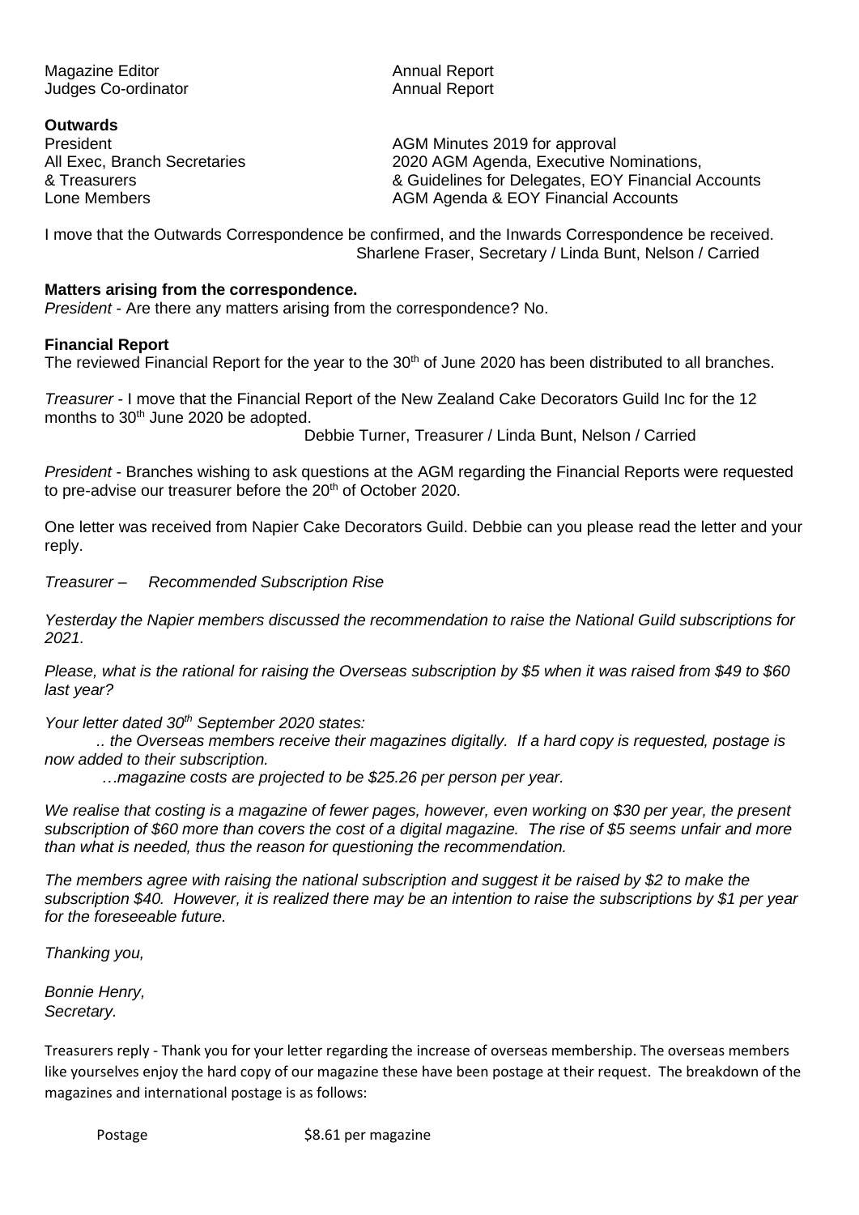| | |
|---|---|
| Magazine Editor | Annual Report |
| Judges Co-ordinator | Annual Report |

**Outwards**

| | |
|---|---|
| President | AGM Minutes 2019 for approval |
| All Exec, Branch Secretaries & Treasurers | 2020 AGM Agenda, Executive Nominations, & Guidelines for Delegates, EOY Financial Accounts |
| Lone Members | AGM Agenda & EOY Financial Accounts |

I move that the Outwards Correspondence be confirmed, and the Inwards Correspondence be received.
Sharlene Fraser, Secretary / Linda Bunt, Nelson / Carried

**Matters arising from the correspondence.**

*President* - Are there any matters arising from the correspondence? No.

**Financial Report**

The reviewed Financial Report for the year to the 30th of June 2020 has been distributed to all branches.

*Treasurer* - I move that the Financial Report of the New Zealand Cake Decorators Guild Inc for the 12 months to 30th June 2020 be adopted.
Debbie Turner, Treasurer / Linda Bunt, Nelson / Carried

*President* - Branches wishing to ask questions at the AGM regarding the Financial Reports were requested to pre-advise our treasurer before the 20th of October 2020.

One letter was received from Napier Cake Decorators Guild. Debbie can you please read the letter and your reply.

*Treasurer – Recommended Subscription Rise*

*Yesterday the Napier members discussed the recommendation to raise the National Guild subscriptions for 2021.*

*Please, what is the rational for raising the Overseas subscription by $5 when it was raised from $49 to $60 last year?*

*Your letter dated 30th September 2020 states:*

*.. the Overseas members receive their magazines digitally. If a hard copy is requested, postage is now added to their subscription.*

*…magazine costs are projected to be $25.26 per person per year.*

*We realise that costing is a magazine of fewer pages, however, even working on $30 per year, the present subscription of $60 more than covers the cost of a digital magazine. The rise of $5 seems unfair and more than what is needed, thus the reason for questioning the recommendation.*

*The members agree with raising the national subscription and suggest it be raised by $2 to make the subscription $40. However, it is realized there may be an intention to raise the subscriptions by $1 per year for the foreseeable future.*

*Thanking you,*

*Bonnie Henry,*
*Secretary.*

Treasurers reply - Thank you for your letter regarding the increase of overseas membership. The overseas members like yourselves enjoy the hard copy of our magazine these have been postage at their request. The breakdown of the magazines and international postage is as follows:

| | |
|---|---|
| Postage | $8.61 per magazine |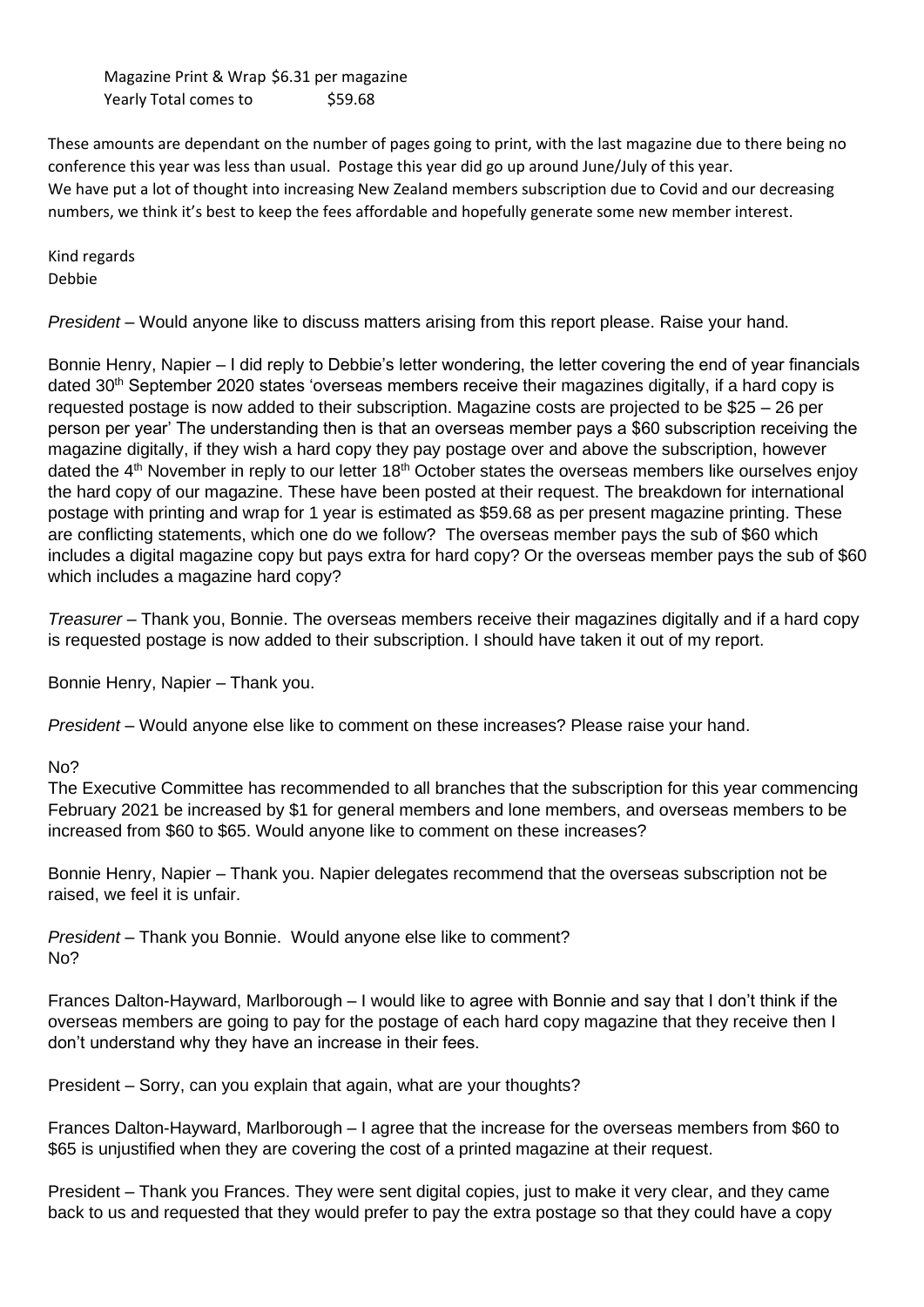Magazine Print & Wrap $6.31 per magazine
Yearly Total comes to $59.68

These amounts are dependant on the number of pages going to print, with the last magazine due to there being no conference this year was less than usual. Postage this year did go up around June/July of this year.
We have put a lot of thought into increasing New Zealand members subscription due to Covid and our decreasing numbers, we think it's best to keep the fees affordable and hopefully generate some new member interest.

Kind regards
Debbie

*President* – Would anyone like to discuss matters arising from this report please. Raise your hand.

Bonnie Henry, Napier – I did reply to Debbie's letter wondering, the letter covering the end of year financials dated 30th September 2020 states 'overseas members receive their magazines digitally, if a hard copy is requested postage is now added to their subscription. Magazine costs are projected to be $25 – 26 per person per year' The understanding then is that an overseas member pays a $60 subscription receiving the magazine digitally, if they wish a hard copy they pay postage over and above the subscription, however dated the 4th November in reply to our letter 18th October states the overseas members like ourselves enjoy the hard copy of our magazine. These have been posted at their request. The breakdown for international postage with printing and wrap for 1 year is estimated as $59.68 as per present magazine printing. These are conflicting statements, which one do we follow? The overseas member pays the sub of $60 which includes a digital magazine copy but pays extra for hard copy? Or the overseas member pays the sub of $60 which includes a magazine hard copy?

*Treasurer* – Thank you, Bonnie. The overseas members receive their magazines digitally and if a hard copy is requested postage is now added to their subscription. I should have taken it out of my report.

Bonnie Henry, Napier – Thank you.

*President* – Would anyone else like to comment on these increases? Please raise your hand.

No?
The Executive Committee has recommended to all branches that the subscription for this year commencing February 2021 be increased by $1 for general members and lone members, and overseas members to be increased from $60 to $65. Would anyone like to comment on these increases?

Bonnie Henry, Napier – Thank you. Napier delegates recommend that the overseas subscription not be raised, we feel it is unfair.

*President* – Thank you Bonnie. Would anyone else like to comment?
No?

Frances Dalton-Hayward, Marlborough – I would like to agree with Bonnie and say that I don't think if the overseas members are going to pay for the postage of each hard copy magazine that they receive then I don't understand why they have an increase in their fees.

President – Sorry, can you explain that again, what are your thoughts?

Frances Dalton-Hayward, Marlborough – I agree that the increase for the overseas members from $60 to $65 is unjustified when they are covering the cost of a printed magazine at their request.

President – Thank you Frances. They were sent digital copies, just to make it very clear, and they came back to us and requested that they would prefer to pay the extra postage so that they could have a copy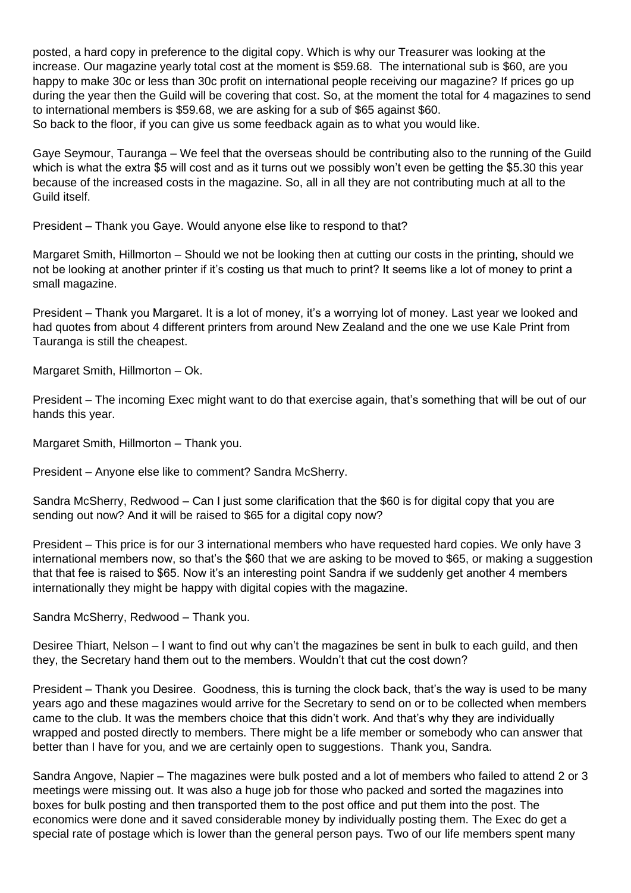posted, a hard copy in preference to the digital copy. Which is why our Treasurer was looking at the increase. Our magazine yearly total cost at the moment is $59.68. The international sub is $60, are you happy to make 30c or less than 30c profit on international people receiving our magazine? If prices go up during the year then the Guild will be covering that cost. So, at the moment the total for 4 magazines to send to international members is $59.68, we are asking for a sub of $65 against $60.
So back to the floor, if you can give us some feedback again as to what you would like.

Gaye Seymour, Tauranga – We feel that the overseas should be contributing also to the running of the Guild which is what the extra $5 will cost and as it turns out we possibly won't even be getting the $5.30 this year because of the increased costs in the magazine. So, all in all they are not contributing much at all to the Guild itself.

President – Thank you Gaye. Would anyone else like to respond to that?

Margaret Smith, Hillmorton – Should we not be looking then at cutting our costs in the printing, should we not be looking at another printer if it's costing us that much to print? It seems like a lot of money to print a small magazine.

President – Thank you Margaret. It is a lot of money, it's a worrying lot of money. Last year we looked and had quotes from about 4 different printers from around New Zealand and the one we use Kale Print from Tauranga is still the cheapest.

Margaret Smith, Hillmorton – Ok.

President – The incoming Exec might want to do that exercise again, that's something that will be out of our hands this year.

Margaret Smith, Hillmorton – Thank you.

President – Anyone else like to comment? Sandra McSherry.

Sandra McSherry, Redwood – Can I just some clarification that the $60 is for digital copy that you are sending out now? And it will be raised to $65 for a digital copy now?

President – This price is for our 3 international members who have requested hard copies. We only have 3 international members now, so that's the $60 that we are asking to be moved to $65, or making a suggestion that that fee is raised to $65. Now it's an interesting point Sandra if we suddenly get another 4 members internationally they might be happy with digital copies with the magazine.

Sandra McSherry, Redwood – Thank you.

Desiree Thiart, Nelson – I want to find out why can't the magazines be sent in bulk to each guild, and then they, the Secretary hand them out to the members. Wouldn't that cut the cost down?

President – Thank you Desiree. Goodness, this is turning the clock back, that's the way is used to be many years ago and these magazines would arrive for the Secretary to send on or to be collected when members came to the club. It was the members choice that this didn't work. And that's why they are individually wrapped and posted directly to members. There might be a life member or somebody who can answer that better than I have for you, and we are certainly open to suggestions. Thank you, Sandra.

Sandra Angove, Napier – The magazines were bulk posted and a lot of members who failed to attend 2 or 3 meetings were missing out. It was also a huge job for those who packed and sorted the magazines into boxes for bulk posting and then transported them to the post office and put them into the post. The economics were done and it saved considerable money by individually posting them. The Exec do get a special rate of postage which is lower than the general person pays. Two of our life members spent many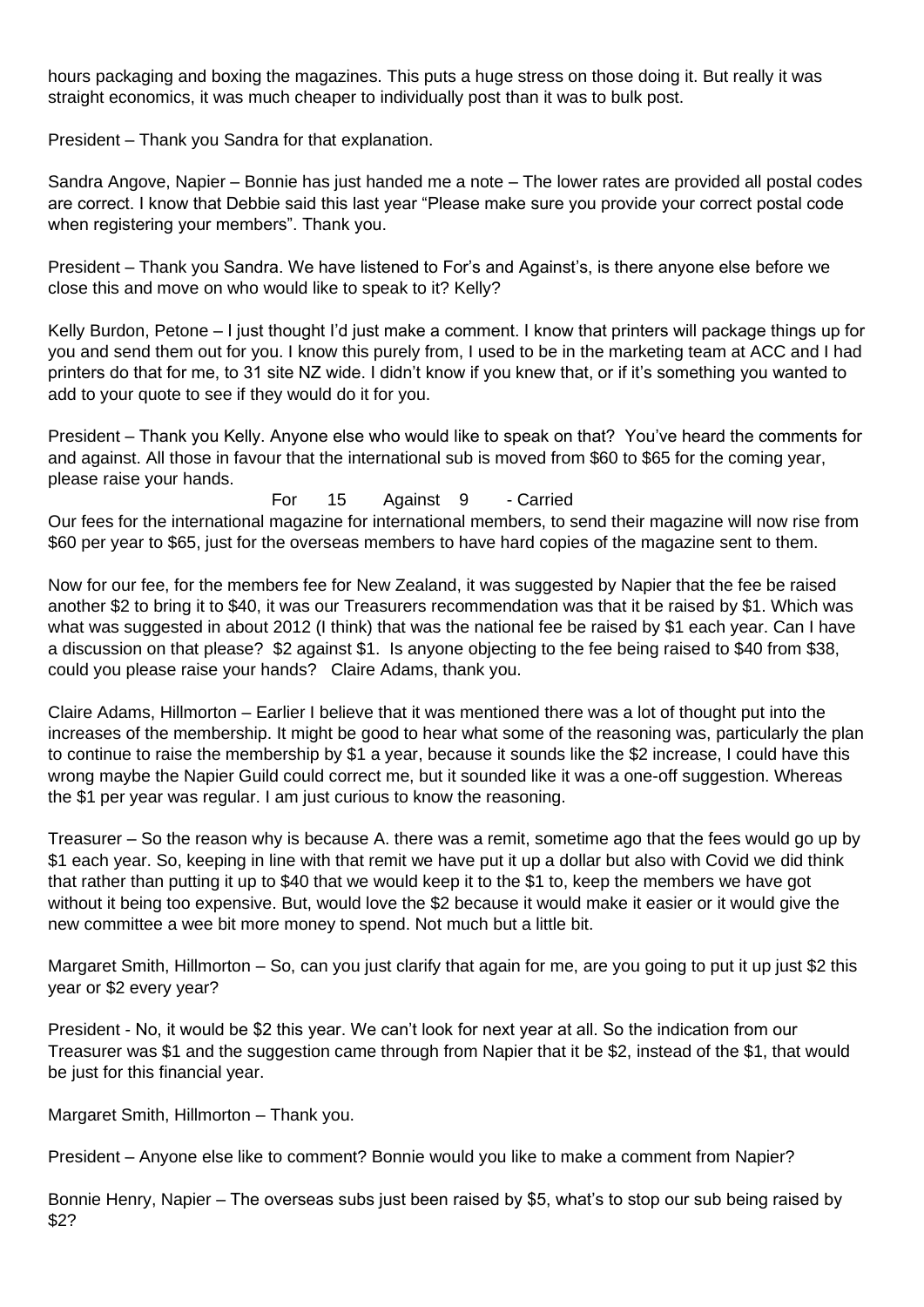hours packaging and boxing the magazines. This puts a huge stress on those doing it. But really it was straight economics, it was much cheaper to individually post than it was to bulk post.

President – Thank you Sandra for that explanation.

Sandra Angove, Napier – Bonnie has just handed me a note – The lower rates are provided all postal codes are correct. I know that Debbie said this last year "Please make sure you provide your correct postal code when registering your members". Thank you.

President – Thank you Sandra. We have listened to For's and Against's, is there anyone else before we close this and move on who would like to speak to it? Kelly?

Kelly Burdon, Petone – I just thought I'd just make a comment. I know that printers will package things up for you and send them out for you. I know this purely from, I used to be in the marketing team at ACC and I had printers do that for me, to 31 site NZ wide. I didn't know if you knew that, or if it's something you wanted to add to your quote to see if they would do it for you.

President – Thank you Kelly. Anyone else who would like to speak on that? You've heard the comments for and against. All those in favour that the international sub is moved from $60 to $65 for the coming year, please raise your hands.

For 15 Against 9 - Carried

Our fees for the international magazine for international members, to send their magazine will now rise from $60 per year to $65, just for the overseas members to have hard copies of the magazine sent to them.

Now for our fee, for the members fee for New Zealand, it was suggested by Napier that the fee be raised another $2 to bring it to $40, it was our Treasurers recommendation was that it be raised by $1. Which was what was suggested in about 2012 (I think) that was the national fee be raised by $1 each year. Can I have a discussion on that please? $2 against $1. Is anyone objecting to the fee being raised to $40 from $38, could you please raise your hands? Claire Adams, thank you.

Claire Adams, Hillmorton – Earlier I believe that it was mentioned there was a lot of thought put into the increases of the membership. It might be good to hear what some of the reasoning was, particularly the plan to continue to raise the membership by $1 a year, because it sounds like the $2 increase, I could have this wrong maybe the Napier Guild could correct me, but it sounded like it was a one-off suggestion. Whereas the $1 per year was regular. I am just curious to know the reasoning.

Treasurer – So the reason why is because A. there was a remit, sometime ago that the fees would go up by $1 each year. So, keeping in line with that remit we have put it up a dollar but also with Covid we did think that rather than putting it up to $40 that we would keep it to the $1 to, keep the members we have got without it being too expensive. But, would love the $2 because it would make it easier or it would give the new committee a wee bit more money to spend. Not much but a little bit.

Margaret Smith, Hillmorton – So, can you just clarify that again for me, are you going to put it up just $2 this year or $2 every year?

President - No, it would be $2 this year. We can't look for next year at all. So the indication from our Treasurer was $1 and the suggestion came through from Napier that it be $2, instead of the $1, that would be just for this financial year.

Margaret Smith, Hillmorton – Thank you.

President – Anyone else like to comment? Bonnie would you like to make a comment from Napier?

Bonnie Henry, Napier – The overseas subs just been raised by $5, what's to stop our sub being raised by $2?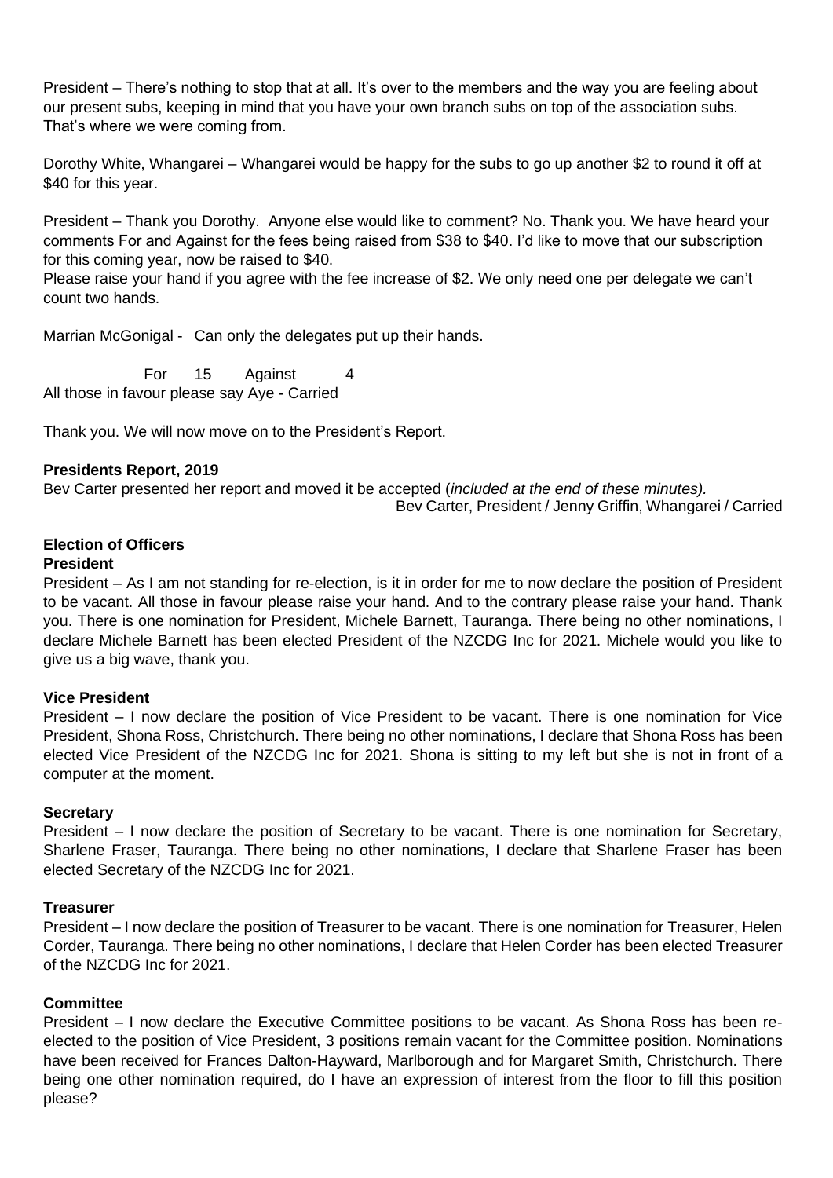President – There's nothing to stop that at all. It's over to the members and the way you are feeling about our present subs, keeping in mind that you have your own branch subs on top of the association subs. That's where we were coming from.

Dorothy White, Whangarei – Whangarei would be happy for the subs to go up another $2 to round it off at $40 for this year.

President – Thank you Dorothy. Anyone else would like to comment? No. Thank you. We have heard your comments For and Against for the fees being raised from $38 to $40. I'd like to move that our subscription for this coming year, now be raised to $40.
Please raise your hand if you agree with the fee increase of $2. We only need one per delegate we can't count two hands.

Marrian McGonigal - Can only the delegates put up their hands.

For 15 Against 4
All those in favour please say Aye - Carried

Thank you. We will now move on to the President's Report.

**Presidents Report, 2019**

Bev Carter presented her report and moved it be accepted (*included at the end of these minutes).*

Bev Carter, President / Jenny Griffin, Whangarei / Carried

**Election of Officers**

**President**

President – As I am not standing for re-election, is it in order for me to now declare the position of President to be vacant. All those in favour please raise your hand. And to the contrary please raise your hand. Thank you. There is one nomination for President, Michele Barnett, Tauranga. There being no other nominations, I declare Michele Barnett has been elected President of the NZCDG Inc for 2021. Michele would you like to give us a big wave, thank you.

**Vice President**

President – I now declare the position of Vice President to be vacant. There is one nomination for Vice President, Shona Ross, Christchurch. There being no other nominations, I declare that Shona Ross has been elected Vice President of the NZCDG Inc for 2021. Shona is sitting to my left but she is not in front of a computer at the moment.

**Secretary**

President – I now declare the position of Secretary to be vacant. There is one nomination for Secretary, Sharlene Fraser, Tauranga. There being no other nominations, I declare that Sharlene Fraser has been elected Secretary of the NZCDG Inc for 2021.

**Treasurer**

President – I now declare the position of Treasurer to be vacant. There is one nomination for Treasurer, Helen Corder, Tauranga. There being no other nominations, I declare that Helen Corder has been elected Treasurer of the NZCDG Inc for 2021.

**Committee**

President – I now declare the Executive Committee positions to be vacant. As Shona Ross has been re-elected to the position of Vice President, 3 positions remain vacant for the Committee position. Nominations have been received for Frances Dalton-Hayward, Marlborough and for Margaret Smith, Christchurch. There being one other nomination required, do I have an expression of interest from the floor to fill this position please?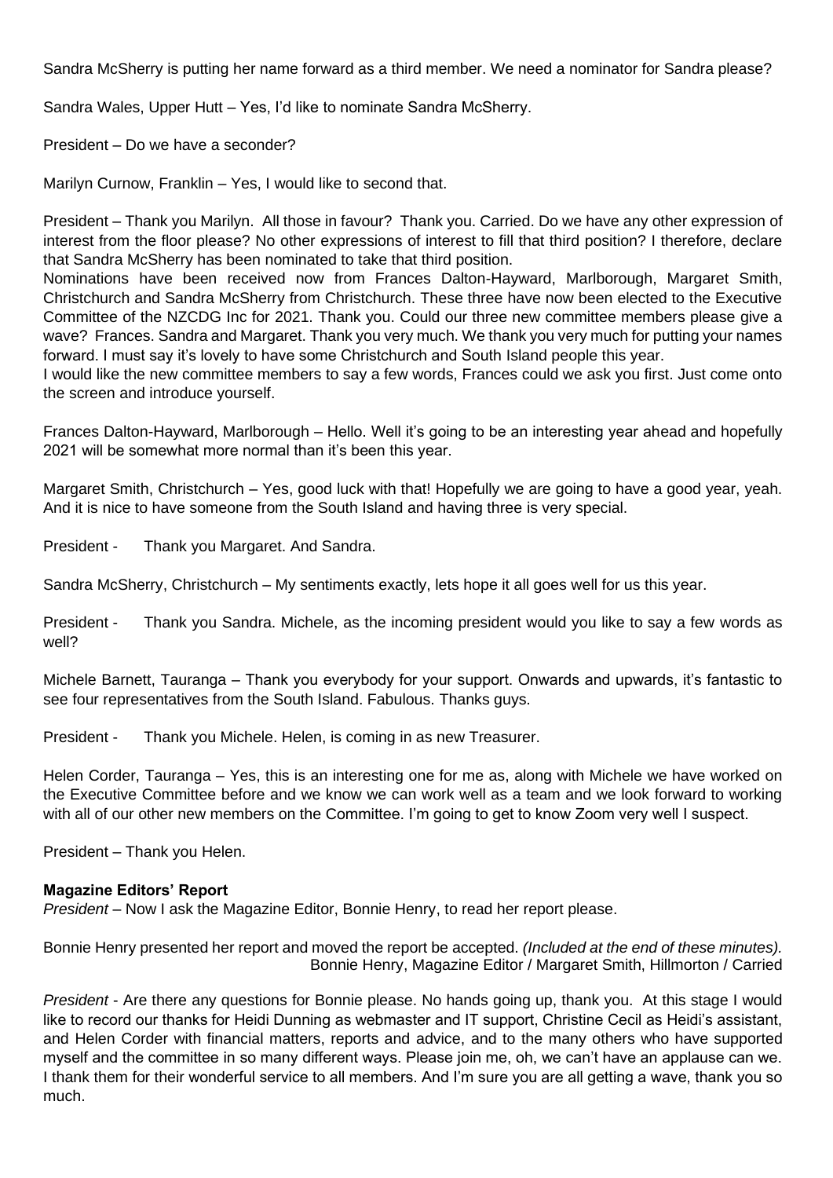Sandra McSherry is putting her name forward as a third member. We need a nominator for Sandra please?

Sandra Wales, Upper Hutt – Yes, I'd like to nominate Sandra McSherry.

President – Do we have a seconder?

Marilyn Curnow, Franklin – Yes, I would like to second that.

President – Thank you Marilyn. All those in favour? Thank you. Carried. Do we have any other expression of interest from the floor please? No other expressions of interest to fill that third position? I therefore, declare that Sandra McSherry has been nominated to take that third position.
Nominations have been received now from Frances Dalton-Hayward, Marlborough, Margaret Smith, Christchurch and Sandra McSherry from Christchurch. These three have now been elected to the Executive Committee of the NZCDG Inc for 2021. Thank you. Could our three new committee members please give a wave? Frances. Sandra and Margaret. Thank you very much. We thank you very much for putting your names forward. I must say it's lovely to have some Christchurch and South Island people this year.
I would like the new committee members to say a few words, Frances could we ask you first. Just come onto the screen and introduce yourself.

Frances Dalton-Hayward, Marlborough – Hello. Well it's going to be an interesting year ahead and hopefully 2021 will be somewhat more normal than it's been this year.

Margaret Smith, Christchurch – Yes, good luck with that! Hopefully we are going to have a good year, yeah. And it is nice to have someone from the South Island and having three is very special.

President - Thank you Margaret. And Sandra.

Sandra McSherry, Christchurch – My sentiments exactly, lets hope it all goes well for us this year.

President - Thank you Sandra. Michele, as the incoming president would you like to say a few words as well?

Michele Barnett, Tauranga – Thank you everybody for your support. Onwards and upwards, it's fantastic to see four representatives from the South Island. Fabulous. Thanks guys.

President - Thank you Michele. Helen, is coming in as new Treasurer.

Helen Corder, Tauranga – Yes, this is an interesting one for me as, along with Michele we have worked on the Executive Committee before and we know we can work well as a team and we look forward to working with all of our other new members on the Committee. I'm going to get to know Zoom very well I suspect.

President – Thank you Helen.

**Magazine Editors' Report**
*President* – Now I ask the Magazine Editor, Bonnie Henry, to read her report please.

Bonnie Henry presented her report and moved the report be accepted. *(Included at the end of these minutes).*
Bonnie Henry, Magazine Editor / Margaret Smith, Hillmorton / Carried

*President* - Are there any questions for Bonnie please. No hands going up, thank you. At this stage I would like to record our thanks for Heidi Dunning as webmaster and IT support, Christine Cecil as Heidi's assistant, and Helen Corder with financial matters, reports and advice, and to the many others who have supported myself and the committee in so many different ways. Please join me, oh, we can't have an applause can we. I thank them for their wonderful service to all members. And I'm sure you are all getting a wave, thank you so much.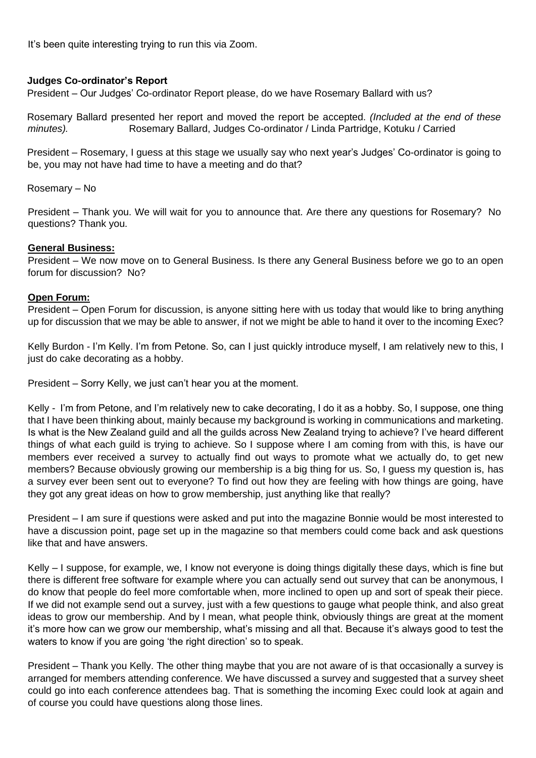It's been quite interesting trying to run this via Zoom.

**Judges Co-ordinator's Report**

President – Our Judges' Co-ordinator Report please, do we have Rosemary Ballard with us?

Rosemary Ballard presented her report and moved the report be accepted. *(Included at the end of these minutes).* Rosemary Ballard, Judges Co-ordinator / Linda Partridge, Kotuku / Carried

President – Rosemary, I guess at this stage we usually say who next year's Judges' Co-ordinator is going to be, you may not have had time to have a meeting and do that?

Rosemary – No

President – Thank you. We will wait for you to announce that. Are there any questions for Rosemary? No questions? Thank you.

**General Business:**

President – We now move on to General Business. Is there any General Business before we go to an open forum for discussion? No?

**Open Forum:**

President – Open Forum for discussion, is anyone sitting here with us today that would like to bring anything up for discussion that we may be able to answer, if not we might be able to hand it over to the incoming Exec?

Kelly Burdon - I'm Kelly. I'm from Petone. So, can I just quickly introduce myself, I am relatively new to this, I just do cake decorating as a hobby.

President – Sorry Kelly, we just can't hear you at the moment.

Kelly - I'm from Petone, and I'm relatively new to cake decorating, I do it as a hobby. So, I suppose, one thing that I have been thinking about, mainly because my background is working in communications and marketing. Is what is the New Zealand guild and all the guilds across New Zealand trying to achieve? I've heard different things of what each guild is trying to achieve. So I suppose where I am coming from with this, is have our members ever received a survey to actually find out ways to promote what we actually do, to get new members? Because obviously growing our membership is a big thing for us. So, I guess my question is, has a survey ever been sent out to everyone? To find out how they are feeling with how things are going, have they got any great ideas on how to grow membership, just anything like that really?

President – I am sure if questions were asked and put into the magazine Bonnie would be most interested to have a discussion point, page set up in the magazine so that members could come back and ask questions like that and have answers.

Kelly – I suppose, for example, we, I know not everyone is doing things digitally these days, which is fine but there is different free software for example where you can actually send out survey that can be anonymous, I do know that people do feel more comfortable when, more inclined to open up and sort of speak their piece. If we did not example send out a survey, just with a few questions to gauge what people think, and also great ideas to grow our membership. And by I mean, what people think, obviously things are great at the moment it's more how can we grow our membership, what's missing and all that. Because it's always good to test the waters to know if you are going 'the right direction' so to speak.

President – Thank you Kelly. The other thing maybe that you are not aware of is that occasionally a survey is arranged for members attending conference. We have discussed a survey and suggested that a survey sheet could go into each conference attendees bag. That is something the incoming Exec could look at again and of course you could have questions along those lines.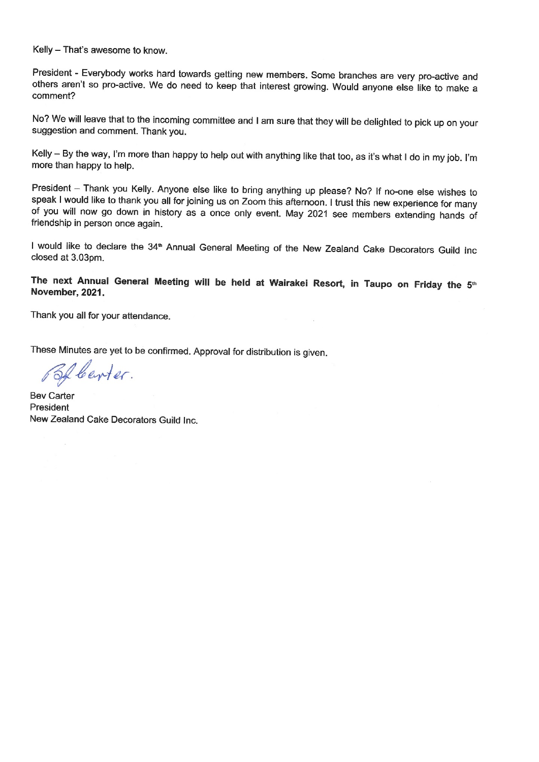Kelly – That's awesome to know.

President - Everybody works hard towards getting new members. Some branches are very pro-active and others aren't so pro-active. We do need to keep that interest growing. Would anyone else like to make a comment?

No? We will leave that to the incoming committee and I am sure that they will be delighted to pick up on your suggestion and comment. Thank you.

Kelly – By the way, I'm more than happy to help out with anything like that too, as it's what I do in my job. I'm more than happy to help.

President – Thank you Kelly. Anyone else like to bring anything up please? No? If no-one else wishes to speak I would like to thank you all for joining us on Zoom this afternoon. I trust this new experience for many of you will now go down in history as a once only event. May 2021 see members extending hands of friendship in person once again.

I would like to declare the 34th Annual General Meeting of the New Zealand Cake Decorators Guild Inc closed at 3.03pm.

**The next Annual General Meeting will be held at Wairakei Resort, in Taupo on Friday the 5th November, 2021.**

Thank you all for your attendance.

These Minutes are yet to be confirmed. Approval for distribution is given.

*B Carter.*

Bev Carter
President
New Zealand Cake Decorators Guild Inc.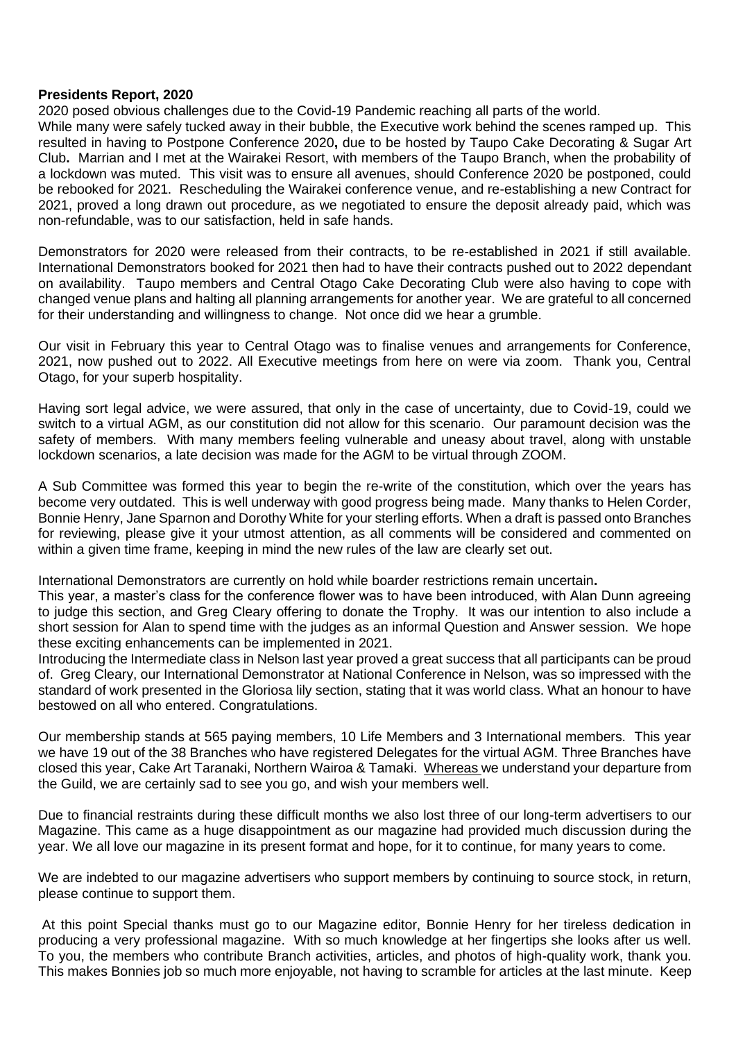**Presidents Report, 2020**

2020 posed obvious challenges due to the Covid-19 Pandemic reaching all parts of the world.
While many were safely tucked away in their bubble, the Executive work behind the scenes ramped up. This resulted in having to Postpone Conference 2020**,** due to be hosted by Taupo Cake Decorating & Sugar Art Club**.** Marrian and I met at the Wairakei Resort, with members of the Taupo Branch, when the probability of a lockdown was muted. This visit was to ensure all avenues, should Conference 2020 be postponed, could be rebooked for 2021. Rescheduling the Wairakei conference venue, and re-establishing a new Contract for 2021, proved a long drawn out procedure, as we negotiated to ensure the deposit already paid, which was non-refundable, was to our satisfaction, held in safe hands.

Demonstrators for 2020 were released from their contracts, to be re-established in 2021 if still available. International Demonstrators booked for 2021 then had to have their contracts pushed out to 2022 dependant on availability. Taupo members and Central Otago Cake Decorating Club were also having to cope with changed venue plans and halting all planning arrangements for another year. We are grateful to all concerned for their understanding and willingness to change. Not once did we hear a grumble.

Our visit in February this year to Central Otago was to finalise venues and arrangements for Conference, 2021, now pushed out to 2022. All Executive meetings from here on were via zoom. Thank you, Central Otago, for your superb hospitality.

Having sort legal advice, we were assured, that only in the case of uncertainty, due to Covid-19, could we switch to a virtual AGM, as our constitution did not allow for this scenario. Our paramount decision was the safety of members. With many members feeling vulnerable and uneasy about travel, along with unstable lockdown scenarios, a late decision was made for the AGM to be virtual through ZOOM.

A Sub Committee was formed this year to begin the re-write of the constitution, which over the years has become very outdated. This is well underway with good progress being made. Many thanks to Helen Corder, Bonnie Henry, Jane Sparnon and Dorothy White for your sterling efforts. When a draft is passed onto Branches for reviewing, please give it your utmost attention, as all comments will be considered and commented on within a given time frame, keeping in mind the new rules of the law are clearly set out.

International Demonstrators are currently on hold while boarder restrictions remain uncertain**.**
This year, a master's class for the conference flower was to have been introduced, with Alan Dunn agreeing to judge this section, and Greg Cleary offering to donate the Trophy. It was our intention to also include a short session for Alan to spend time with the judges as an informal Question and Answer session. We hope these exciting enhancements can be implemented in 2021.
Introducing the Intermediate class in Nelson last year proved a great success that all participants can be proud of. Greg Cleary, our International Demonstrator at National Conference in Nelson, was so impressed with the standard of work presented in the Gloriosa lily section, stating that it was world class. What an honour to have bestowed on all who entered. Congratulations.

Our membership stands at 565 paying members, 10 Life Members and 3 International members. This year we have 19 out of the 38 Branches who have registered Delegates for the virtual AGM. Three Branches have closed this year, Cake Art Taranaki, Northern Wairoa & Tamaki. Whereas we understand your departure from the Guild, we are certainly sad to see you go, and wish your members well.

Due to financial restraints during these difficult months we also lost three of our long-term advertisers to our Magazine. This came as a huge disappointment as our magazine had provided much discussion during the year. We all love our magazine in its present format and hope, for it to continue, for many years to come.

We are indebted to our magazine advertisers who support members by continuing to source stock, in return, please continue to support them.

At this point Special thanks must go to our Magazine editor, Bonnie Henry for her tireless dedication in producing a very professional magazine. With so much knowledge at her fingertips she looks after us well. To you, the members who contribute Branch activities, articles, and photos of high-quality work, thank you. This makes Bonnies job so much more enjoyable, not having to scramble for articles at the last minute. Keep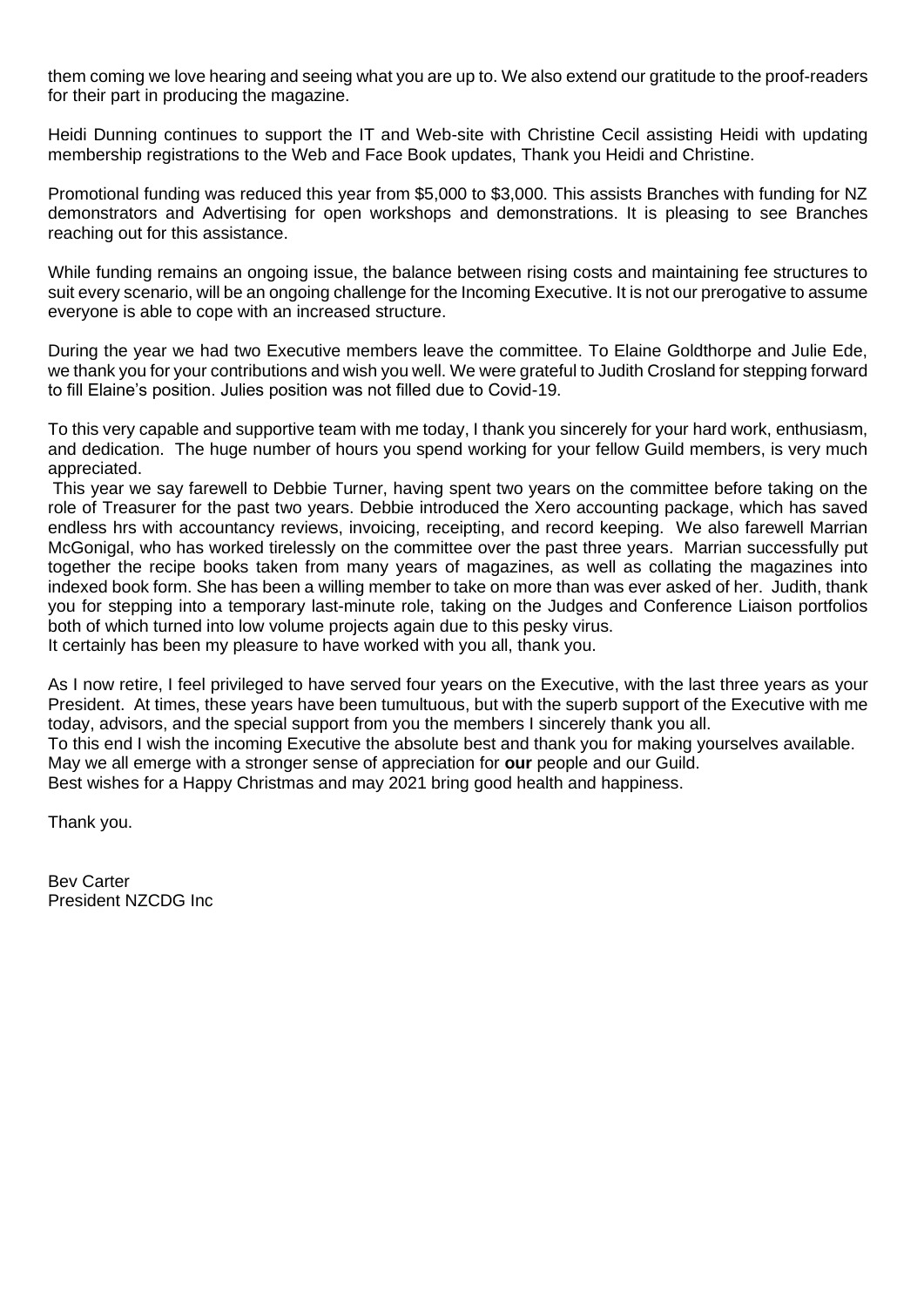them coming we love hearing and seeing what you are up to. We also extend our gratitude to the proof-readers for their part in producing the magazine.

Heidi Dunning continues to support the IT and Web-site with Christine Cecil assisting Heidi with updating membership registrations to the Web and Face Book updates, Thank you Heidi and Christine.

Promotional funding was reduced this year from $5,000 to $3,000. This assists Branches with funding for NZ demonstrators and Advertising for open workshops and demonstrations. It is pleasing to see Branches reaching out for this assistance.

While funding remains an ongoing issue, the balance between rising costs and maintaining fee structures to suit every scenario, will be an ongoing challenge for the Incoming Executive. It is not our prerogative to assume everyone is able to cope with an increased structure.

During the year we had two Executive members leave the committee. To Elaine Goldthorpe and Julie Ede, we thank you for your contributions and wish you well. We were grateful to Judith Crosland for stepping forward to fill Elaine's position. Julies position was not filled due to Covid-19.

To this very capable and supportive team with me today, I thank you sincerely for your hard work, enthusiasm, and dedication. The huge number of hours you spend working for your fellow Guild members, is very much appreciated.

This year we say farewell to Debbie Turner, having spent two years on the committee before taking on the role of Treasurer for the past two years. Debbie introduced the Xero accounting package, which has saved endless hrs with accountancy reviews, invoicing, receipting, and record keeping. We also farewell Marrian McGonigal, who has worked tirelessly on the committee over the past three years. Marrian successfully put together the recipe books taken from many years of magazines, as well as collating the magazines into indexed book form. She has been a willing member to take on more than was ever asked of her. Judith, thank you for stepping into a temporary last-minute role, taking on the Judges and Conference Liaison portfolios both of which turned into low volume projects again due to this pesky virus.
It certainly has been my pleasure to have worked with you all, thank you.

As I now retire, I feel privileged to have served four years on the Executive, with the last three years as your President. At times, these years have been tumultuous, but with the superb support of the Executive with me today, advisors, and the special support from you the members I sincerely thank you all.
To this end I wish the incoming Executive the absolute best and thank you for making yourselves available.
May we all emerge with a stronger sense of appreciation for **our** people and our Guild.
Best wishes for a Happy Christmas and may 2021 bring good health and happiness.

Thank you.

Bev Carter
President NZCDG Inc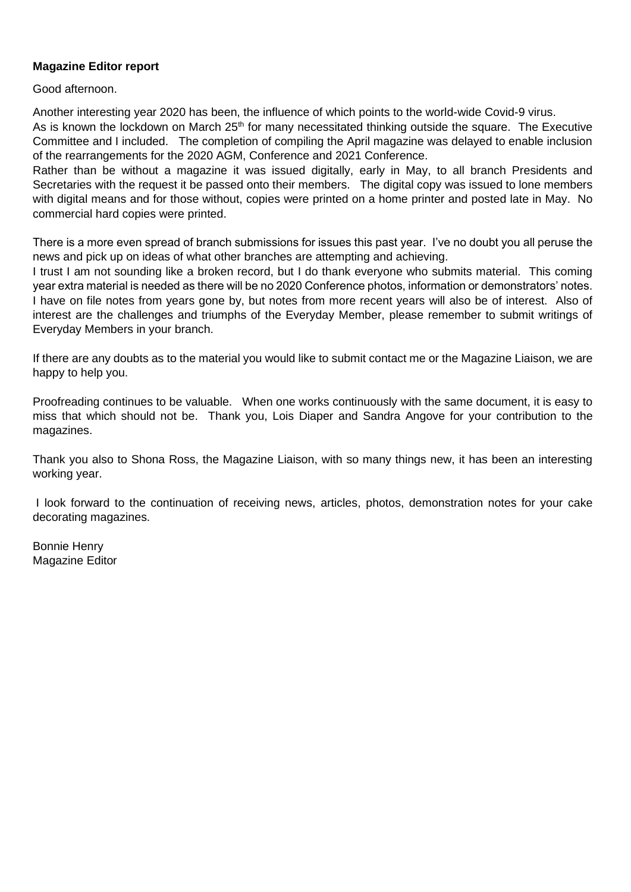**Magazine Editor report**

Good afternoon.

Another interesting year 2020 has been, the influence of which points to the world-wide Covid-9 virus.
As is known the lockdown on March 25th for many necessitated thinking outside the square. The Executive Committee and I included. The completion of compiling the April magazine was delayed to enable inclusion of the rearrangements for the 2020 AGM, Conference and 2021 Conference.
Rather than be without a magazine it was issued digitally, early in May, to all branch Presidents and Secretaries with the request it be passed onto their members. The digital copy was issued to lone members with digital means and for those without, copies were printed on a home printer and posted late in May. No commercial hard copies were printed.

There is a more even spread of branch submissions for issues this past year. I've no doubt you all peruse the news and pick up on ideas of what other branches are attempting and achieving.
I trust I am not sounding like a broken record, but I do thank everyone who submits material. This coming year extra material is needed as there will be no 2020 Conference photos, information or demonstrators' notes. I have on file notes from years gone by, but notes from more recent years will also be of interest. Also of interest are the challenges and triumphs of the Everyday Member, please remember to submit writings of Everyday Members in your branch.

If there are any doubts as to the material you would like to submit contact me or the Magazine Liaison, we are happy to help you.

Proofreading continues to be valuable. When one works continuously with the same document, it is easy to miss that which should not be. Thank you, Lois Diaper and Sandra Angove for your contribution to the magazines.

Thank you also to Shona Ross, the Magazine Liaison, with so many things new, it has been an interesting working year.

I look forward to the continuation of receiving news, articles, photos, demonstration notes for your cake decorating magazines.

Bonnie Henry
Magazine Editor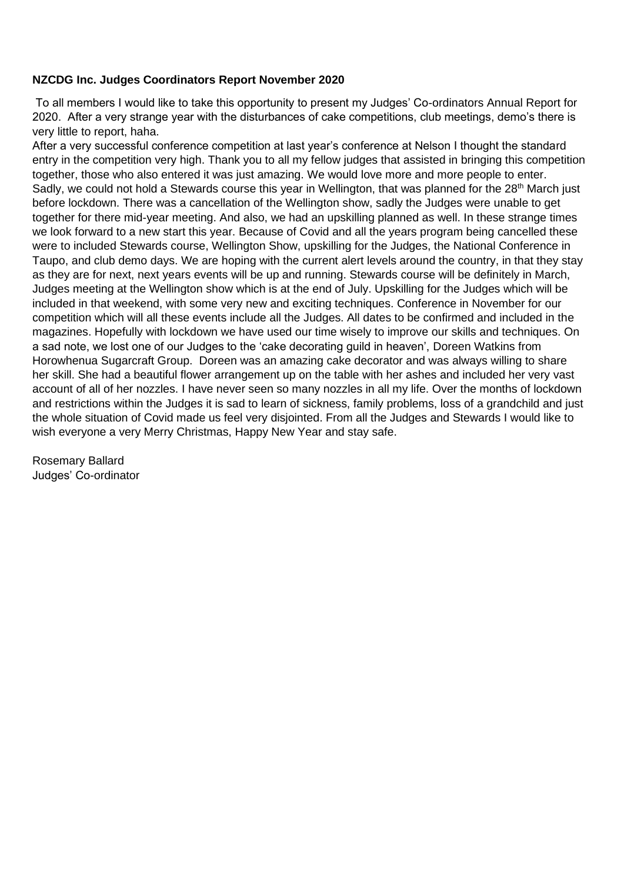**NZCDG Inc. Judges Coordinators Report November 2020**

To all members I would like to take this opportunity to present my Judges' Co-ordinators Annual Report for 2020. After a very strange year with the disturbances of cake competitions, club meetings, demo's there is very little to report, haha.

After a very successful conference competition at last year's conference at Nelson I thought the standard entry in the competition very high. Thank you to all my fellow judges that assisted in bringing this competition together, those who also entered it was just amazing. We would love more and more people to enter. Sadly, we could not hold a Stewards course this year in Wellington, that was planned for the 28th March just before lockdown. There was a cancellation of the Wellington show, sadly the Judges were unable to get together for there mid-year meeting. And also, we had an upskilling planned as well. In these strange times we look forward to a new start this year. Because of Covid and all the years program being cancelled these were to included Stewards course, Wellington Show, upskilling for the Judges, the National Conference in Taupo, and club demo days. We are hoping with the current alert levels around the country, in that they stay as they are for next, next years events will be up and running. Stewards course will be definitely in March, Judges meeting at the Wellington show which is at the end of July. Upskilling for the Judges which will be included in that weekend, with some very new and exciting techniques. Conference in November for our competition which will all these events include all the Judges. All dates to be confirmed and included in the magazines. Hopefully with lockdown we have used our time wisely to improve our skills and techniques. On a sad note, we lost one of our Judges to the 'cake decorating guild in heaven', Doreen Watkins from Horowhenua Sugarcraft Group. Doreen was an amazing cake decorator and was always willing to share her skill. She had a beautiful flower arrangement up on the table with her ashes and included her very vast account of all of her nozzles. I have never seen so many nozzles in all my life. Over the months of lockdown and restrictions within the Judges it is sad to learn of sickness, family problems, loss of a grandchild and just the whole situation of Covid made us feel very disjointed. From all the Judges and Stewards I would like to wish everyone a very Merry Christmas, Happy New Year and stay safe.

Rosemary Ballard
Judges' Co-ordinator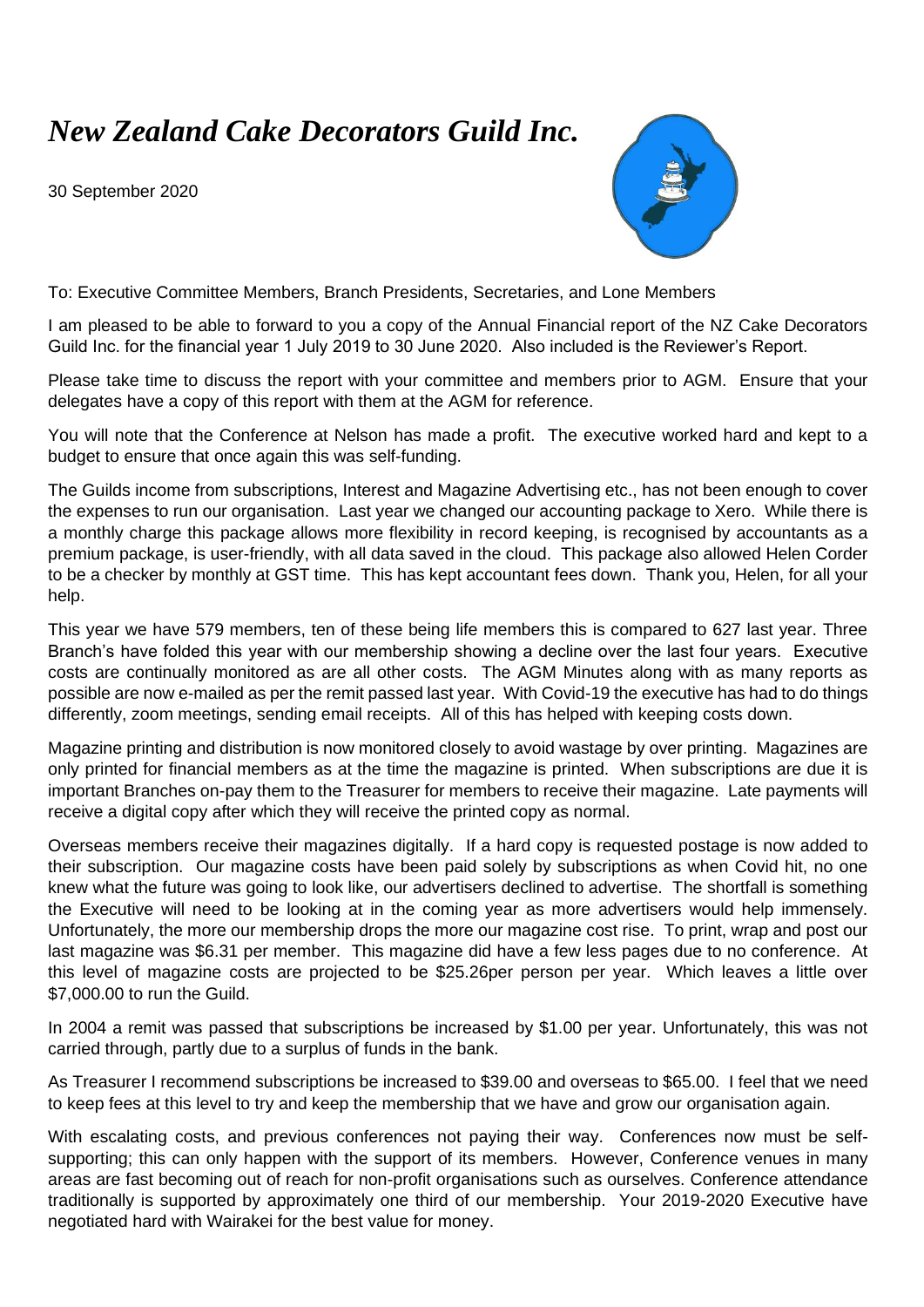# *New Zealand Cake Decorators Guild Inc.*

30 September 2020

To: Executive Committee Members, Branch Presidents, Secretaries, and Lone Members

I am pleased to be able to forward to you a copy of the Annual Financial report of the NZ Cake Decorators Guild Inc. for the financial year 1 July 2019 to 30 June 2020. Also included is the Reviewer's Report.

Please take time to discuss the report with your committee and members prior to AGM. Ensure that your delegates have a copy of this report with them at the AGM for reference.

You will note that the Conference at Nelson has made a profit. The executive worked hard and kept to a budget to ensure that once again this was self-funding.

The Guilds income from subscriptions, Interest and Magazine Advertising etc., has not been enough to cover the expenses to run our organisation. Last year we changed our accounting package to Xero. While there is a monthly charge this package allows more flexibility in record keeping, is recognised by accountants as a premium package, is user-friendly, with all data saved in the cloud. This package also allowed Helen Corder to be a checker by monthly at GST time. This has kept accountant fees down. Thank you, Helen, for all your help.

This year we have 579 members, ten of these being life members this is compared to 627 last year. Three Branch's have folded this year with our membership showing a decline over the last four years. Executive costs are continually monitored as are all other costs. The AGM Minutes along with as many reports as possible are now e-mailed as per the remit passed last year. With Covid-19 the executive has had to do things differently, zoom meetings, sending email receipts. All of this has helped with keeping costs down.

Magazine printing and distribution is now monitored closely to avoid wastage by over printing. Magazines are only printed for financial members as at the time the magazine is printed. When subscriptions are due it is important Branches on-pay them to the Treasurer for members to receive their magazine. Late payments will receive a digital copy after which they will receive the printed copy as normal.

Overseas members receive their magazines digitally. If a hard copy is requested postage is now added to their subscription. Our magazine costs have been paid solely by subscriptions as when Covid hit, no one knew what the future was going to look like, our advertisers declined to advertise. The shortfall is something the Executive will need to be looking at in the coming year as more advertisers would help immensely. Unfortunately, the more our membership drops the more our magazine cost rise. To print, wrap and post our last magazine was $6.31 per member. This magazine did have a few less pages due to no conference. At this level of magazine costs are projected to be $25.26per person per year. Which leaves a little over $7,000.00 to run the Guild.

In 2004 a remit was passed that subscriptions be increased by $1.00 per year. Unfortunately, this was not carried through, partly due to a surplus of funds in the bank.

As Treasurer I recommend subscriptions be increased to $39.00 and overseas to $65.00. I feel that we need to keep fees at this level to try and keep the membership that we have and grow our organisation again.

With escalating costs, and previous conferences not paying their way. Conferences now must be self-supporting; this can only happen with the support of its members. However, Conference venues in many areas are fast becoming out of reach for non-profit organisations such as ourselves. Conference attendance traditionally is supported by approximately one third of our membership. Your 2019-2020 Executive have negotiated hard with Wairakei for the best value for money.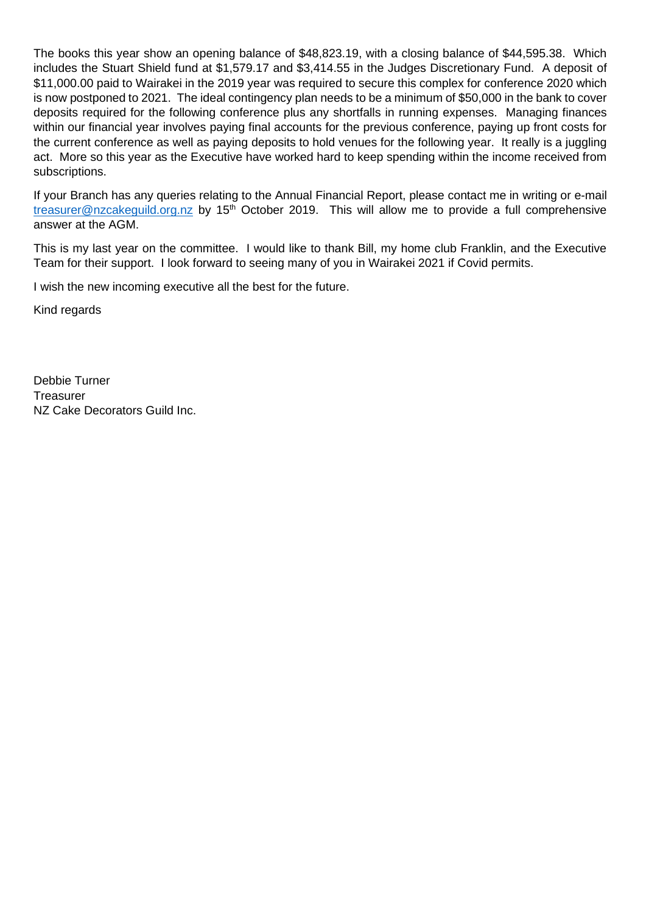The books this year show an opening balance of $48,823.19, with a closing balance of $44,595.38. Which includes the Stuart Shield fund at $1,579.17 and $3,414.55 in the Judges Discretionary Fund. A deposit of $11,000.00 paid to Wairakei in the 2019 year was required to secure this complex for conference 2020 which is now postponed to 2021. The ideal contingency plan needs to be a minimum of $50,000 in the bank to cover deposits required for the following conference plus any shortfalls in running expenses. Managing finances within our financial year involves paying final accounts for the previous conference, paying up front costs for the current conference as well as paying deposits to hold venues for the following year. It really is a juggling act. More so this year as the Executive have worked hard to keep spending within the income received from subscriptions.

If your Branch has any queries relating to the Annual Financial Report, please contact me in writing or e-mail treasurer@nzcakeguild.org.nz by 15th October 2019. This will allow me to provide a full comprehensive answer at the AGM.

This is my last year on the committee. I would like to thank Bill, my home club Franklin, and the Executive Team for their support. I look forward to seeing many of you in Wairakei 2021 if Covid permits.

I wish the new incoming executive all the best for the future.

Kind regards

Debbie Turner
Treasurer
NZ Cake Decorators Guild Inc.